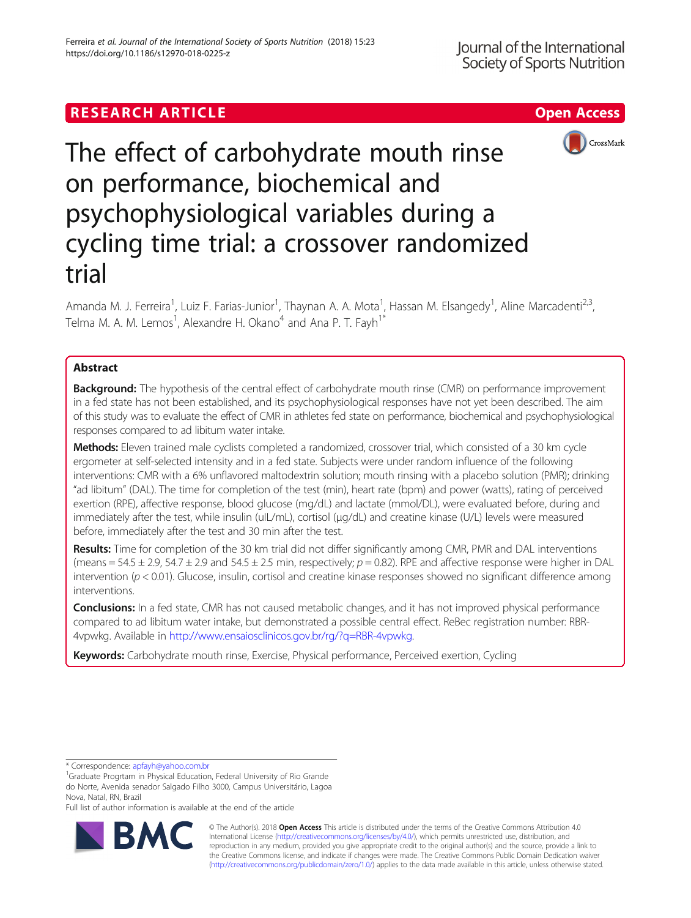RESEARCH ARTICLE

Open Access

# The effect of carbohydrate mouth rinse on performance, biochemical and psychophysiological variables during a cycling time trial: a crossover randomized trial

Amanda M. J. Ferreira[1], Luiz F. Farias-Junior[1], Thaynan A. A. Mota[1], Hassan M. Elsangedy[1], Aline Marcadenti[2,3], Telma M. A. M. Lemos[1], Alexandre H. Okano[4] and Ana P. T. Fayh[1*]

## Abstract

**Background:** The hypothesis of the central effect of carbohydrate mouth rinse (CMR) on performance improvement in a fed state has not been established, and its psychophysiological responses have not yet been described. The aim of this study was to evaluate the effect of CMR in athletes fed state on performance, biochemical and psychophysiological responses compared to ad libitum water intake.

**Methods:** Eleven trained male cyclists completed a randomized, crossover trial, which consisted of a 30 km cycle ergometer at self-selected intensity and in a fed state. Subjects were under random influence of the following interventions: CMR with a 6% unflavored maltodextrin solution; mouth rinsing with a placebo solution (PMR); drinking "ad libitum" (DAL). The time for completion of the test (min), heart rate (bpm) and power (watts), rating of perceived exertion (RPE), affective response, blood glucose (mg/dL) and lactate (mmol/DL), were evaluated before, during and immediately after the test, while insulin (uIL/mL), cortisol (μg/dL) and creatine kinase (U/L) levels were measured before, immediately after the test and 30 min after the test.

**Results:** Time for completion of the 30 km trial did not differ significantly among CMR, PMR and DAL interventions (means = 54.5 ± 2.9, 54.7 ± 2.9 and 54.5 ± 2.5 min, respectively; $p = 0.82$). RPE and affective response were higher in DAL intervention ($p < 0.01$). Glucose, insulin, cortisol and creatine kinase responses showed no significant difference among interventions.

**Conclusions:** In a fed state, CMR has not caused metabolic changes, and it has not improved physical performance compared to ad libitum water intake, but demonstrated a possible central effect. ReBec registration number: RBR-4vpwkg. Available in http://www.ensaiosclinicos.gov.br/rg/?q=RBR-4vpwkg.

**Keywords:** Carbohydrate mouth rinse, Exercise, Physical performance, Perceived exertion, Cycling

---

\* Correspondence: apfayh@yahoo.com.br

[1]Graduate Progrtam in Physical Education, Federal University of Rio Grande do Norte, Avenida senador Salgado Filho 3000, Campus Universitário, Lagoa Nova, Natal, RN, Brazil

Full list of author information is available at the end of the article

© The Author(s). 2018 **Open Access** This article is distributed under the terms of the Creative Commons Attribution 4.0 International License (http://creativecommons.org/licenses/by/4.0/), which permits unrestricted use, distribution, and reproduction in any medium, provided you give appropriate credit to the original author(s) and the source, provide a link to the Creative Commons license, and indicate if changes were made. The Creative Commons Public Domain Dedication waiver (http://creativecommons.org/publicdomain/zero/1.0/) applies to the data made available in this article, unless otherwise stated.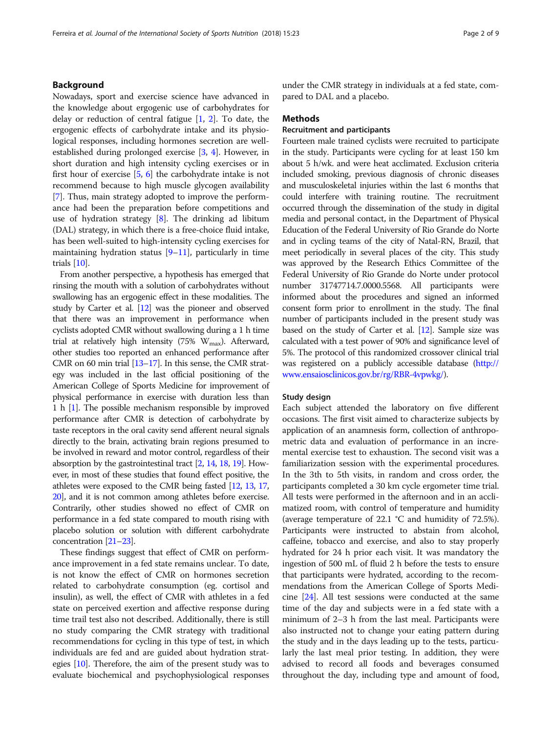## Background

Nowadays, sport and exercise science have advanced in the knowledge about ergogenic use of carbohydrates for delay or reduction of central fatigue [1, 2]. To date, the ergogenic effects of carbohydrate intake and its physiological responses, including hormones secretion are well-established during prolonged exercise [3, 4]. However, in short duration and high intensity cycling exercises or in first hour of exercise [5, 6] the carbohydrate intake is not recommend because to high muscle glycogen availability [7]. Thus, main strategy adopted to improve the performance had been the preparation before competitions and use of hydration strategy [8]. The drinking ad libitum (DAL) strategy, in which there is a free-choice fluid intake, has been well-suited to high-intensity cycling exercises for maintaining hydration status [9–11], particularly in time trials [10].

From another perspective, a hypothesis has emerged that rinsing the mouth with a solution of carbohydrates without swallowing has an ergogenic effect in these modalities. The study by Carter et al. [12] was the pioneer and observed that there was an improvement in performance when cyclists adopted CMR without swallowing during a 1 h time trial at relatively high intensity (75% $W_{max}$). Afterward, other studies too reported an enhanced performance after CMR on 60 min trial [13–17]. In this sense, the CMR strategy was included in the last official positioning of the American College of Sports Medicine for improvement of physical performance in exercise with duration less than 1 h [1]. The possible mechanism responsible by improved performance after CMR is detection of carbohydrate by taste receptors in the oral cavity send afferent neural signals directly to the brain, activating brain regions presumed to be involved in reward and motor control, regardless of their absorption by the gastrointestinal tract [2, 14, 18, 19]. However, in most of these studies that found effect positive, the athletes were exposed to the CMR being fasted [12, 13, 17, 20], and it is not common among athletes before exercise. Contrarily, other studies showed no effect of CMR on performance in a fed state compared to mouth rising with placebo solution or solution with different carbohydrate concentration [21–23].

These findings suggest that effect of CMR on performance improvement in a fed state remains unclear. To date, is not know the effect of CMR on hormones secretion related to carbohydrate consumption (eg. cortisol and insulin), as well, the effect of CMR with athletes in a fed state on perceived exertion and affective response during time trail test also not described. Additionally, there is still no study comparing the CMR strategy with traditional recommendations for cycling in this type of test, in which individuals are fed and are guided about hydration strategies [10]. Therefore, the aim of the present study was to evaluate biochemical and psychophysiological responses under the CMR strategy in individuals at a fed state, compared to DAL and a placebo.

## Methods

### Recruitment and participants

Fourteen male trained cyclists were recruited to participate in the study. Participants were cycling for at least 150 km about 5 h/wk. and were heat acclimated. Exclusion criteria included smoking, previous diagnosis of chronic diseases and musculoskeletal injuries within the last 6 months that could interfere with training routine. The recruitment occurred through the dissemination of the study in digital media and personal contact, in the Department of Physical Education of the Federal University of Rio Grande do Norte and in cycling teams of the city of Natal-RN, Brazil, that meet periodically in several places of the city. This study was approved by the Research Ethics Committee of the Federal University of Rio Grande do Norte under protocol number 31747714.7.0000.5568. All participants were informed about the procedures and signed an informed consent form prior to enrollment in the study. The final number of participants included in the present study was based on the study of Carter et al. [12]. Sample size was calculated with a test power of 90% and significance level of 5%. The protocol of this randomized crossover clinical trial was registered on a publicly accessible database (http://www.ensaiosclinicos.gov.br/rg/RBR-4vpwkg/).

### Study design

Each subject attended the laboratory on five different occasions. The first visit aimed to characterize subjects by application of an anamnesis form, collection of anthropometric data and evaluation of performance in an incremental exercise test to exhaustion. The second visit was a familiarization session with the experimental procedures. In the 3th to 5th visits, in random and cross order, the participants completed a 30 km cycle ergometer time trial. All tests were performed in the afternoon and in an acclimatized room, with control of temperature and humidity (average temperature of 22.1 °C and humidity of 72.5%). Participants were instructed to abstain from alcohol, caffeine, tobacco and exercise, and also to stay properly hydrated for 24 h prior each visit. It was mandatory the ingestion of 500 mL of fluid 2 h before the tests to ensure that participants were hydrated, according to the recommendations from the American College of Sports Medicine [24]. All test sessions were conducted at the same time of the day and subjects were in a fed state with a minimum of 2–3 h from the last meal. Participants were also instructed not to change your eating pattern during the study and in the days leading up to the tests, particularly the last meal prior testing. In addition, they were advised to record all foods and beverages consumed throughout the day, including type and amount of food,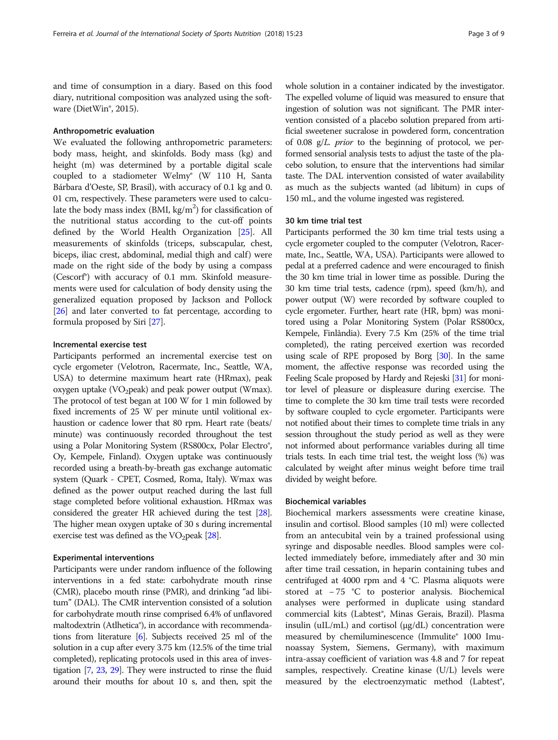and time of consumption in a diary. Based on this food diary, nutritional composition was analyzed using the software (DietWin®, 2015).

### Anthropometric evaluation

We evaluated the following anthropometric parameters: body mass, height, and skinfolds. Body mass (kg) and height (m) was determined by a portable digital scale coupled to a stadiometer Welmy® (W 110 H, Santa Bárbara d'Oeste, SP, Brasil), with accuracy of 0.1 kg and 0.01 cm, respectively. These parameters were used to calculate the body mass index (BMI, $kg/m^2$) for classification of the nutritional status according to the cut-off points defined by the World Health Organization [25]. All measurements of skinfolds (triceps, subscapular, chest, biceps, iliac crest, abdominal, medial thigh and calf) were made on the right side of the body by using a compass (Cescorf®) with accuracy of 0.1 mm. Skinfold measurements were used for calculation of body density using the generalized equation proposed by Jackson and Pollock [26] and later converted to fat percentage, according to formula proposed by Siri [27].

### Incremental exercise test

Participants performed an incremental exercise test on cycle ergometer (Velotron, Racermate, Inc., Seattle, WA, USA) to determine maximum heart rate (HRmax), peak oxygen uptake ($VO_2$peak) and peak power output (Wmax). The protocol of test began at 100 W for 1 min followed by fixed increments of 25 W per minute until volitional exhaustion or cadence lower that 80 rpm. Heart rate (beats/minute) was continuously recorded throughout the test using a Polar Monitoring System (RS800cx, Polar Electro®, Oy, Kempele, Finland). Oxygen uptake was continuously recorded using a breath-by-breath gas exchange automatic system (Quark - CPET, Cosmed, Roma, Italy). Wmax was defined as the power output reached during the last full stage completed before volitional exhaustion. HRmax was considered the greater HR achieved during the test [28]. The higher mean oxygen uptake of 30 s during incremental exercise test was defined as the $VO_2$peak [28].

### Experimental interventions

Participants were under random influence of the following interventions in a fed state: carbohydrate mouth rinse (CMR), placebo mouth rinse (PMR), and drinking "ad libitum" (DAL). The CMR intervention consisted of a solution for carbohydrate mouth rinse comprised 6.4% of unflavored maltodextrin (Atlhetica®), in accordance with recommendations from literature [6]. Subjects received 25 ml of the solution in a cup after every 3.75 km (12.5% of the time trial completed), replicating protocols used in this area of investigation [7, 23, 29]. They were instructed to rinse the fluid around their mouths for about 10 s, and then, spit the whole solution in a container indicated by the investigator. The expelled volume of liquid was measured to ensure that ingestion of solution was not significant. The PMR intervention consisted of a placebo solution prepared from artificial sweetener sucralose in powdered form, concentration of 0.08 g/*L*. *prior* to the beginning of protocol, we performed sensorial analysis tests to adjust the taste of the placebo solution, to ensure that the interventions had similar taste. The DAL intervention consisted of water availability as much as the subjects wanted (ad libitum) in cups of 150 mL, and the volume ingested was registered.

### 30 km time trial test

Participants performed the 30 km time trial tests using a cycle ergometer coupled to the computer (Velotron, Racermate, Inc., Seattle, WA, USA). Participants were allowed to pedal at a preferred cadence and were encouraged to finish the 30 km time trial in lower time as possible. During the 30 km time trial tests, cadence (rpm), speed (km/h), and power output (W) were recorded by software coupled to cycle ergometer. Further, heart rate (HR, bpm) was monitored using a Polar Monitoring System (Polar RS800cx, Kempele, Finlândia). Every 7.5 Km (25% of the time trial completed), the rating perceived exertion was recorded using scale of RPE proposed by Borg [30]. In the same moment, the affective response was recorded using the Feeling Scale proposed by Hardy and Rejeski [31] for monitor level of pleasure or displeasure during exercise. The time to complete the 30 km time trail tests were recorded by software coupled to cycle ergometer. Participants were not notified about their times to complete time trials in any session throughout the study period as well as they were not informed about performance variables during all time trials tests. In each time trial test, the weight loss (%) was calculated by weight after minus weight before time trail divided by weight before.

### Biochemical variables

Biochemical markers assessments were creatine kinase, insulin and cortisol. Blood samples (10 ml) were collected from an antecubital vein by a trained professional using syringe and disposable needles. Blood samples were collected immediately before, immediately after and 30 min after time trail cessation, in heparin containing tubes and centrifuged at 4000 rpm and 4 °C. Plasma aliquots were stored at −75 °C to posterior analysis. Biochemical analyses were performed in duplicate using standard commercial kits (Labtest®, Minas Gerais, Brazil). Plasma insulin (uIL/mL) and cortisol (μg/dL) concentration were measured by chemiluminescence (Immulite® 1000 Imunoassay System, Siemens, Germany), with maximum intra-assay coefficient of variation was 4.8 and 7 for repeat samples, respectively. Creatine kinase (U/L) levels were measured by the electroenzymatic method (Labtest®,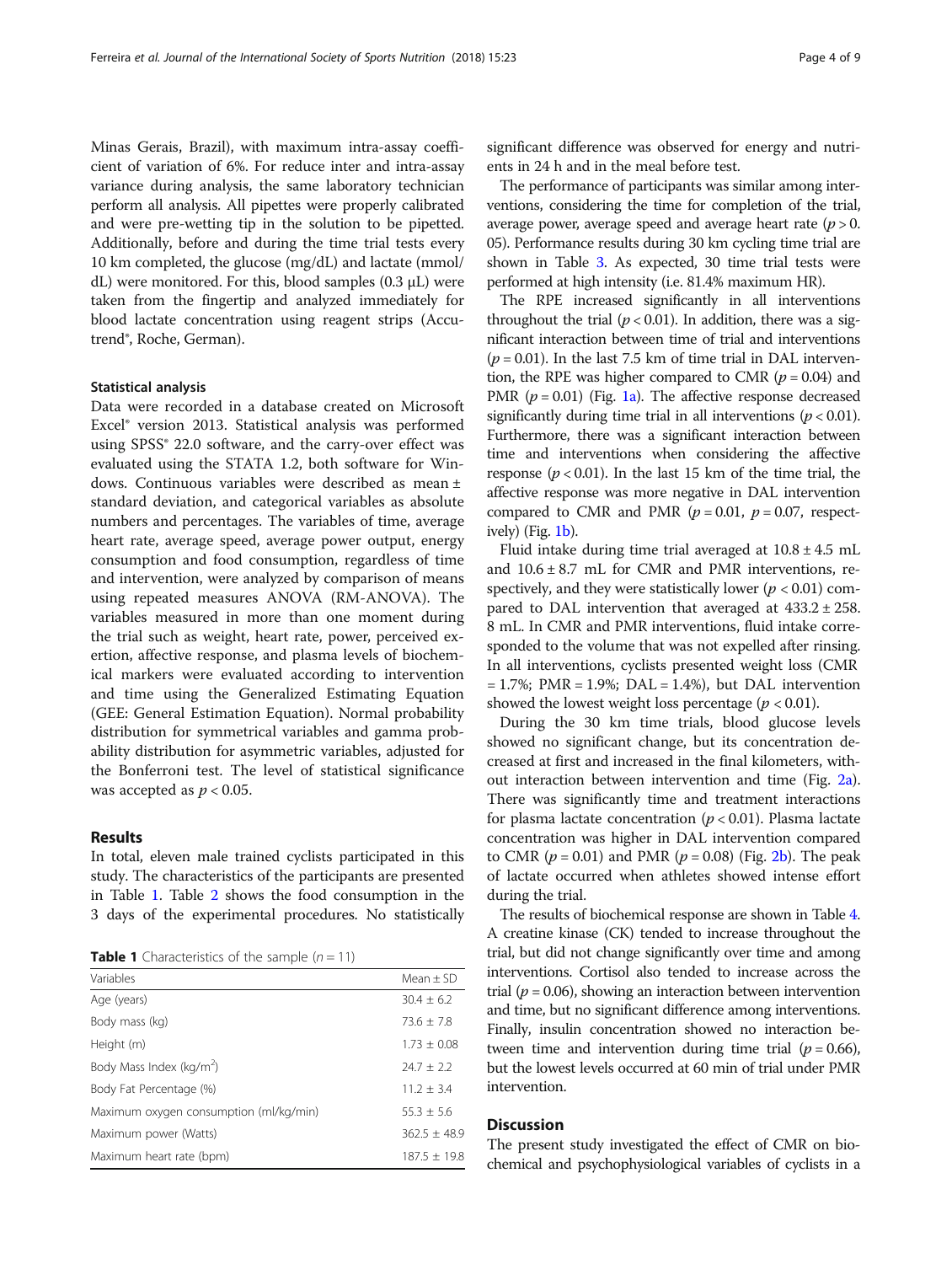Minas Gerais, Brazil), with maximum intra-assay coefficient of variation of 6%. For reduce inter and intra-assay variance during analysis, the same laboratory technician perform all analysis. All pipettes were properly calibrated and were pre-wetting tip in the solution to be pipetted. Additionally, before and during the time trial tests every 10 km completed, the glucose (mg/dL) and lactate (mmol/dL) were monitored. For this, blood samples (0.3 μL) were taken from the fingertip and analyzed immediately for blood lactate concentration using reagent strips (Accutrend®, Roche, German).

### Statistical analysis

Data were recorded in a database created on Microsoft Excel® version 2013. Statistical analysis was performed using SPSS® 22.0 software, and the carry-over effect was evaluated using the STATA 1.2, both software for Windows. Continuous variables were described as mean ± standard deviation, and categorical variables as absolute numbers and percentages. The variables of time, average heart rate, average speed, average power output, energy consumption and food consumption, regardless of time and intervention, were analyzed by comparison of means using repeated measures ANOVA (RM-ANOVA). The variables measured in more than one moment during the trial such as weight, heart rate, power, perceived exertion, affective response, and plasma levels of biochemical markers were evaluated according to intervention and time using the Generalized Estimating Equation (GEE: General Estimation Equation). Normal probability distribution for symmetrical variables and gamma probability distribution for asymmetric variables, adjusted for the Bonferroni test. The level of statistical significance was accepted as $p < 0.05$.

## Results

In total, eleven male trained cyclists participated in this study. The characteristics of the participants are presented in Table 1. Table 2 shows the food consumption in the 3 days of the experimental procedures. No statistically significant difference was observed for energy and nutrients in 24 h and in the meal before test.

**Table 1** Characteristics of the sample ($n = 11$)

| Variables | Mean ± SD |
|---|---|
| Age (years) | 30.4 ± 6.2 |
| Body mass (kg) | 73.6 ± 7.8 |
| Height (m) | 1.73 ± 0.08 |
| Body Mass Index (kg/m$^2$) | 24.7 ± 2.2 |
| Body Fat Percentage (%) | 11.2 ± 3.4 |
| Maximum oxygen consumption (ml/kg/min) | 55.3 ± 5.6 |
| Maximum power (Watts) | 362.5 ± 48.9 |
| Maximum heart rate (bpm) | 187.5 ± 19.8 |

The performance of participants was similar among interventions, considering the time for completion of the trial, average power, average speed and average heart rate ($p > 0.05$). Performance results during 30 km cycling time trial are shown in Table 3. As expected, 30 time trial tests were performed at high intensity (i.e. 81.4% maximum HR).

The RPE increased significantly in all interventions throughout the trial ($p < 0.01$). In addition, there was a significant interaction between time of trial and interventions ($p = 0.01$). In the last 7.5 km of time trial in DAL intervention, the RPE was higher compared to CMR ($p = 0.04$) and PMR ($p = 0.01$) (Fig. 1a). The affective response decreased significantly during time trial in all interventions ($p < 0.01$). Furthermore, there was a significant interaction between time and interventions when considering the affective response ($p < 0.01$). In the last 15 km of the time trial, the affective response was more negative in DAL intervention compared to CMR and PMR ($p = 0.01$, $p = 0.07$, respectively) (Fig. 1b).

Fluid intake during time trial averaged at 10.8 ± 4.5 mL and 10.6 ± 8.7 mL for CMR and PMR interventions, respectively, and they were statistically lower ($p < 0.01$) compared to DAL intervention that averaged at 433.2 ± 258.8 mL. In CMR and PMR interventions, fluid intake corresponded to the volume that was not expelled after rinsing. In all interventions, cyclists presented weight loss (CMR = 1.7%; PMR = 1.9%; DAL = 1.4%), but DAL intervention showed the lowest weight loss percentage ($p < 0.01$).

During the 30 km time trials, blood glucose levels showed no significant change, but its concentration decreased at first and increased in the final kilometers, without interaction between intervention and time (Fig. 2a). There was significantly time and treatment interactions for plasma lactate concentration ($p < 0.01$). Plasma lactate concentration was higher in DAL intervention compared to CMR ($p = 0.01$) and PMR ($p = 0.08$) (Fig. 2b). The peak of lactate occurred when athletes showed intense effort during the trial.

The results of biochemical response are shown in Table 4. A creatine kinase (CK) tended to increase throughout the trial, but did not change significantly over time and among interventions. Cortisol also tended to increase across the trial ($p = 0.06$), showing an interaction between intervention and time, but no significant difference among interventions. Finally, insulin concentration showed no interaction between time and intervention during time trial ($p = 0.66$), but the lowest levels occurred at 60 min of trial under PMR intervention.

## Discussion

The present study investigated the effect of CMR on biochemical and psychophysiological variables of cyclists in a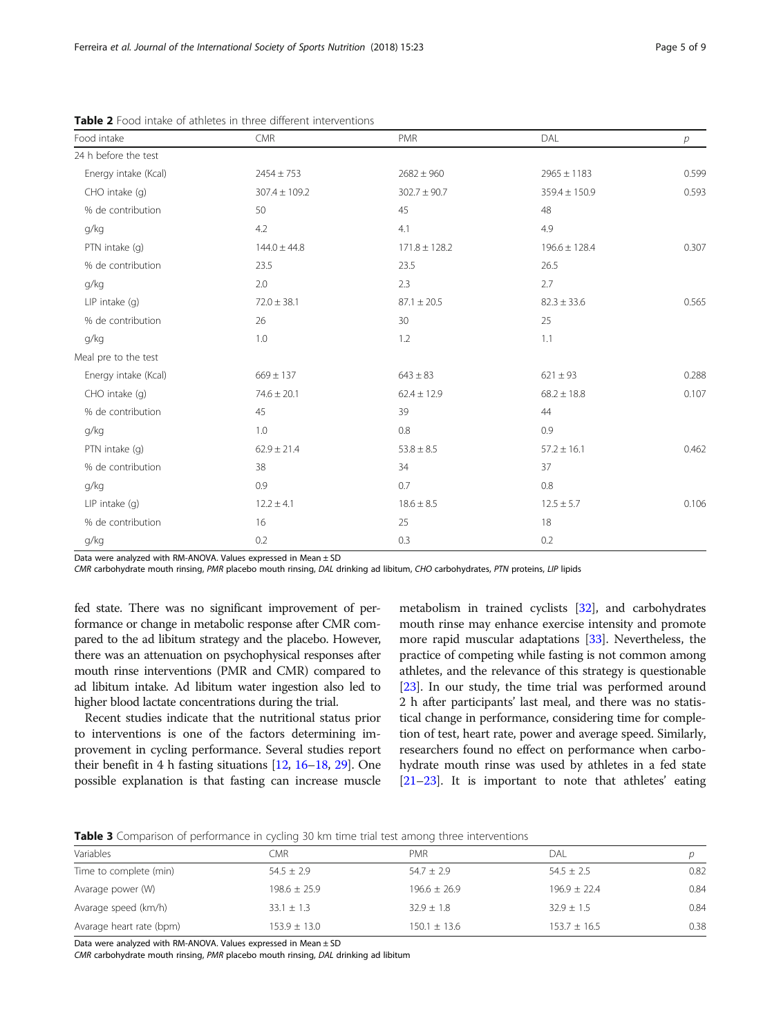**Table 2** Food intake of athletes in three different interventions

| Food intake | CMR | PMR | DAL | *p* |
|---|---|---|---|---|
| 24 h before the test | | | | |
| Energy intake (Kcal) | 2454 ± 753 | 2682 ± 960 | 2965 ± 1183 | 0.599 |
| CHO intake (g) | 307.4 ± 109.2 | 302.7 ± 90.7 | 359.4 ± 150.9 | 0.593 |
| % de contribution | 50 | 45 | 48 | |
| g/kg | 4.2 | 4.1 | 4.9 | |
| PTN intake (g) | 144.0 ± 44.8 | 171.8 ± 128.2 | 196.6 ± 128.4 | 0.307 |
| % de contribution | 23.5 | 23.5 | 26.5 | |
| g/kg | 2.0 | 2.3 | 2.7 | |
| LIP intake (g) | 72.0 ± 38.1 | 87.1 ± 20.5 | 82.3 ± 33.6 | 0.565 |
| % de contribution | 26 | 30 | 25 | |
| g/kg | 1.0 | 1.2 | 1.1 | |
| Meal pre to the test | | | | |
| Energy intake (Kcal) | 669 ± 137 | 643 ± 83 | 621 ± 93 | 0.288 |
| CHO intake (g) | 74.6 ± 20.1 | 62.4 ± 12.9 | 68.2 ± 18.8 | 0.107 |
| % de contribution | 45 | 39 | 44 | |
| g/kg | 1.0 | 0.8 | 0.9 | |
| PTN intake (g) | 62.9 ± 21.4 | 53.8 ± 8.5 | 57.2 ± 16.1 | 0.462 |
| % de contribution | 38 | 34 | 37 | |
| g/kg | 0.9 | 0.7 | 0.8 | |
| LIP intake (g) | 12.2 ± 4.1 | 18.6 ± 8.5 | 12.5 ± 5.7 | 0.106 |
| % de contribution | 16 | 25 | 18 | |
| g/kg | 0.2 | 0.3 | 0.2 | |

Data were analyzed with RM-ANOVA. Values expressed in Mean ± SD
*CMR* carbohydrate mouth rinsing, *PMR* placebo mouth rinsing, *DAL* drinking ad libitum, *CHO* carbohydrates, *PTN* proteins, *LIP* lipids

fed state. There was no significant improvement of performance or change in metabolic response after CMR compared to the ad libitum strategy and the placebo. However, there was an attenuation on psychophysical responses after mouth rinse interventions (PMR and CMR) compared to ad libitum intake. Ad libitum water ingestion also led to higher blood lactate concentrations during the trial.

Recent studies indicate that the nutritional status prior to interventions is one of the factors determining improvement in cycling performance. Several studies report their benefit in 4 h fasting situations [12, 16–18, 29]. One possible explanation is that fasting can increase muscle metabolism in trained cyclists [32], and carbohydrates mouth rinse may enhance exercise intensity and promote more rapid muscular adaptations [33]. Nevertheless, the practice of competing while fasting is not common among athletes, and the relevance of this strategy is questionable [23]. In our study, the time trial was performed around 2 h after participants' last meal, and there was no statistical change in performance, considering time for completion of test, heart rate, power and average speed. Similarly, researchers found no effect on performance when carbohydrate mouth rinse was used by athletes in a fed state [21–23]. It is important to note that athletes' eating

**Table 3** Comparison of performance in cycling 30 km time trial test among three interventions

| Variables | CMR | PMR | DAL | *p* |
|---|---|---|---|---|
| Time to complete (min) | 54.5 ± 2.9 | 54.7 ± 2.9 | 54.5 ± 2.5 | 0.82 |
| Avarage power (W) | 198.6 ± 25.9 | 196.6 ± 26.9 | 196.9 ± 22.4 | 0.84 |
| Avarage speed (km/h) | 33.1 ± 1.3 | 32.9 ± 1.8 | 32.9 ± 1.5 | 0.84 |
| Avarage heart rate (bpm) | 153.9 ± 13.0 | 150.1 ± 13.6 | 153.7 ± 16.5 | 0.38 |

Data were analyzed with RM-ANOVA. Values expressed in Mean ± SD
*CMR* carbohydrate mouth rinsing, *PMR* placebo mouth rinsing, *DAL* drinking ad libitum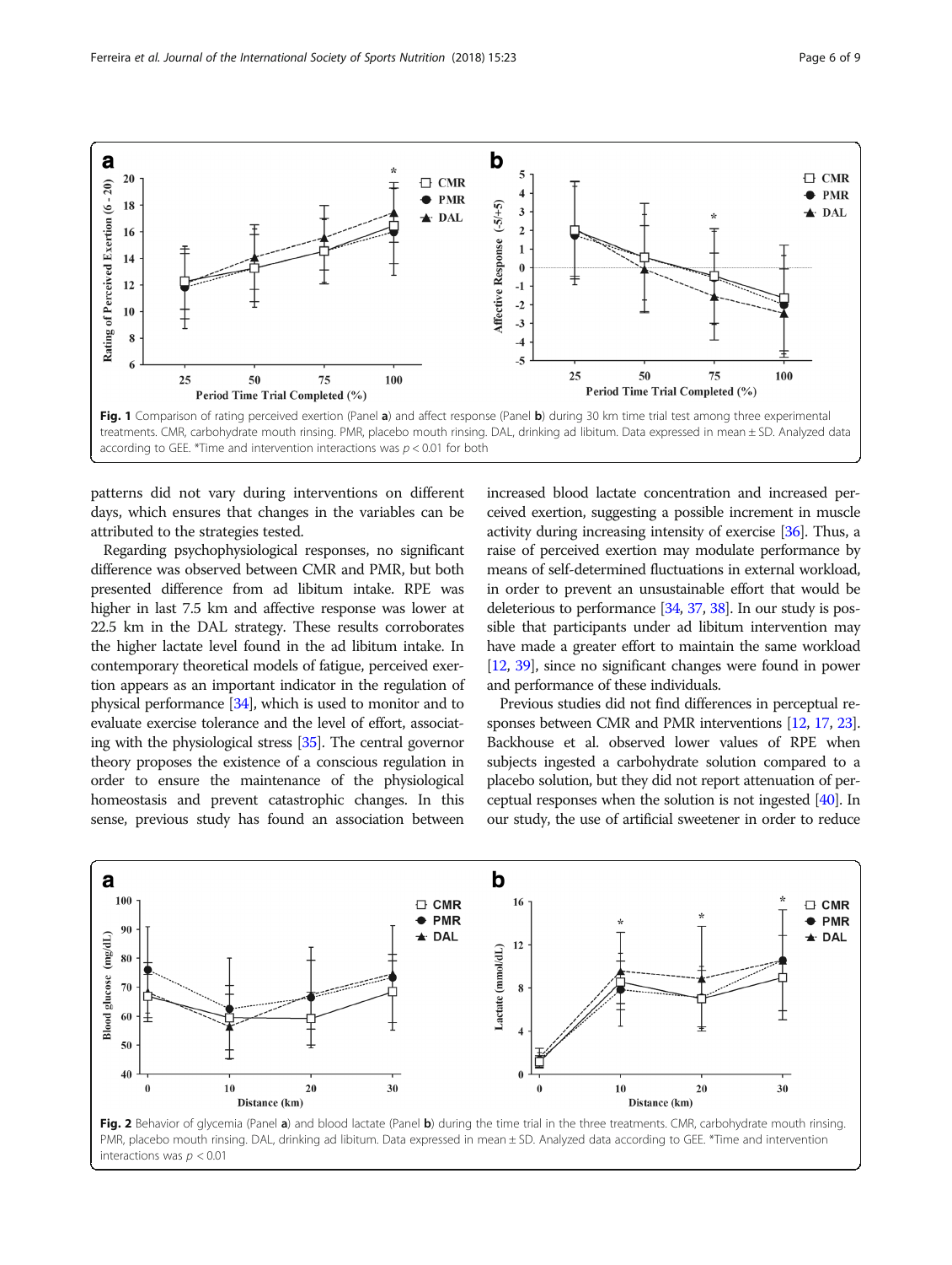Fig. 1 Comparison of rating perceived exertion (Panel **a**) and affect response (Panel **b**) during 30 km time trial test among three experimental treatments. CMR, carbohydrate mouth rinsing. PMR, placebo mouth rinsing. DAL, drinking ad libitum. Data expressed in mean ± SD. Analyzed data according to GEE. *Time and intervention interactions was $p < 0.01$ for both

patterns did not vary during interventions on different days, which ensures that changes in the variables can be attributed to the strategies tested.

Regarding psychophysiological responses, no significant difference was observed between CMR and PMR, but both presented difference from ad libitum intake. RPE was higher in last 7.5 km and affective response was lower at 22.5 km in the DAL strategy. These results corroborates the higher lactate level found in the ad libitum intake. In contemporary theoretical models of fatigue, perceived exertion appears as an important indicator in the regulation of physical performance [34], which is used to monitor and to evaluate exercise tolerance and the level of effort, associating with the physiological stress [35]. The central governor theory proposes the existence of a conscious regulation in order to ensure the maintenance of the physiological homeostasis and prevent catastrophic changes. In this sense, previous study has found an association between increased blood lactate concentration and increased perceived exertion, suggesting a possible increment in muscle activity during increasing intensity of exercise [36]. Thus, a raise of perceived exertion may modulate performance by means of self-determined fluctuations in external workload, in order to prevent an unsustainable effort that would be deleterious to performance [34, 37, 38]. In our study is possible that participants under ad libitum intervention may have made a greater effort to maintain the same workload [12, 39], since no significant changes were found in power and performance of these individuals.

Previous studies did not find differences in perceptual responses between CMR and PMR interventions [12, 17, 23]. Backhouse et al. observed lower values of RPE when subjects ingested a carbohydrate solution compared to a placebo solution, but they did not report attenuation of perceptual responses when the solution is not ingested [40]. In our study, the use of artificial sweetener in order to reduce

Fig. 2 Behavior of glycemia (Panel **a**) and blood lactate (Panel **b**) during the time trial in the three treatments. CMR, carbohydrate mouth rinsing. PMR, placebo mouth rinsing. DAL, drinking ad libitum. Data expressed in mean ± SD. Analyzed data according to GEE. *Time and intervention interactions was $p < 0.01$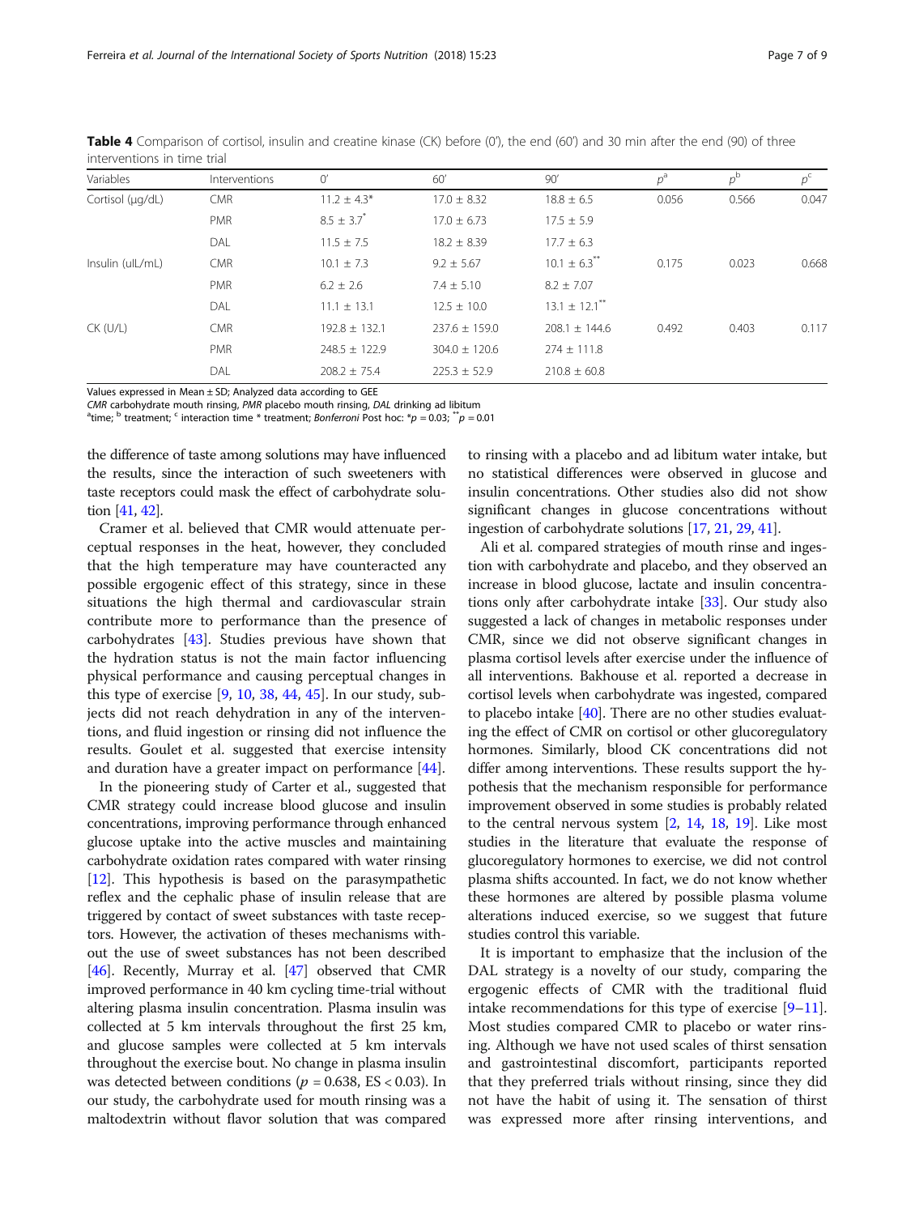**Table 4** Comparison of cortisol, insulin and creatine kinase (CK) before (0′), the end (60′) and 30 min after the end (90) of three interventions in time trial

| Variables | Interventions | 0′ | 60′ | 90′ | $p^a$ | $p^b$ | $p^c$ |
|---|---|---|---|---|---|---|---|
| Cortisol (μg/dL) | CMR | 11.2 ± 4.3* | 17.0 ± 8.32 | 18.8 ± 6.5 | 0.056 | 0.566 | 0.047 |
| | PMR | 8.5 ± 3.7* | 17.0 ± 6.73 | 17.5 ± 5.9 | | | |
| | DAL | 11.5 ± 7.5 | 18.2 ± 8.39 | 17.7 ± 6.3 | | | |
| Insulin (uIL/mL) | CMR | 10.1 ± 7.3 | 9.2 ± 5.67 | 10.1 ± 6.3** | 0.175 | 0.023 | 0.668 |
| | PMR | 6.2 ± 2.6 | 7.4 ± 5.10 | 8.2 ± 7.07 | | | |
| | DAL | 11.1 ± 13.1 | 12.5 ± 10.0 | 13.1 ± 12.1** | | | |
| CK (U/L) | CMR | 192.8 ± 132.1 | 237.6 ± 159.0 | 208.1 ± 144.6 | 0.492 | 0.403 | 0.117 |
| | PMR | 248.5 ± 122.9 | 304.0 ± 120.6 | 274 ± 111.8 | | | |
| | DAL | 208.2 ± 75.4 | 225.3 ± 52.9 | 210.8 ± 60.8 | | | |

Values expressed in Mean ± SD; Analyzed data according to GEE
*CMR* carbohydrate mouth rinsing, *PMR* placebo mouth rinsing, *DAL* drinking ad libitum
[a]time; [b] treatment; [c] interaction time * treatment; *Bonferroni* Post hoc: *$p = 0.03$; **$p = 0.01$

the difference of taste among solutions may have influenced the results, since the interaction of such sweeteners with taste receptors could mask the effect of carbohydrate solution [41, 42].

Cramer et al. believed that CMR would attenuate perceptual responses in the heat, however, they concluded that the high temperature may have counteracted any possible ergogenic effect of this strategy, since in these situations the high thermal and cardiovascular strain contribute more to performance than the presence of carbohydrates [43]. Studies previous have shown that the hydration status is not the main factor influencing physical performance and causing perceptual changes in this type of exercise [9, 10, 38, 44, 45]. In our study, subjects did not reach dehydration in any of the interventions, and fluid ingestion or rinsing did not influence the results. Goulet et al. suggested that exercise intensity and duration have a greater impact on performance [44].

In the pioneering study of Carter et al., suggested that CMR strategy could increase blood glucose and insulin concentrations, improving performance through enhanced glucose uptake into the active muscles and maintaining carbohydrate oxidation rates compared with water rinsing [12]. This hypothesis is based on the parasympathetic reflex and the cephalic phase of insulin release that are triggered by contact of sweet substances with taste receptors. However, the activation of theses mechanisms without the use of sweet substances has not been described [46]. Recently, Murray et al. [47] observed that CMR improved performance in 40 km cycling time-trial without altering plasma insulin concentration. Plasma insulin was collected at 5 km intervals throughout the first 25 km, and glucose samples were collected at 5 km intervals throughout the exercise bout. No change in plasma insulin was detected between conditions ($p = 0.638$, ES < 0.03). In our study, the carbohydrate used for mouth rinsing was a maltodextrin without flavor solution that was compared to rinsing with a placebo and ad libitum water intake, but no statistical differences were observed in glucose and insulin concentrations. Other studies also did not show significant changes in glucose concentrations without ingestion of carbohydrate solutions [17, 21, 29, 41].

Ali et al. compared strategies of mouth rinse and ingestion with carbohydrate and placebo, and they observed an increase in blood glucose, lactate and insulin concentrations only after carbohydrate intake [33]. Our study also suggested a lack of changes in metabolic responses under CMR, since we did not observe significant changes in plasma cortisol levels after exercise under the influence of all interventions. Bakhouse et al. reported a decrease in cortisol levels when carbohydrate was ingested, compared to placebo intake [40]. There are no other studies evaluating the effect of CMR on cortisol or other glucoregulatory hormones. Similarly, blood CK concentrations did not differ among interventions. These results support the hypothesis that the mechanism responsible for performance improvement observed in some studies is probably related to the central nervous system [2, 14, 18, 19]. Like most studies in the literature that evaluate the response of glucoregulatory hormones to exercise, we did not control plasma shifts accounted. In fact, we do not know whether these hormones are altered by possible plasma volume alterations induced exercise, so we suggest that future studies control this variable.

It is important to emphasize that the inclusion of the DAL strategy is a novelty of our study, comparing the ergogenic effects of CMR with the traditional fluid intake recommendations for this type of exercise [9–11]. Most studies compared CMR to placebo or water rinsing. Although we have not used scales of thirst sensation and gastrointestinal discomfort, participants reported that they preferred trials without rinsing, since they did not have the habit of using it. The sensation of thirst was expressed more after rinsing interventions, and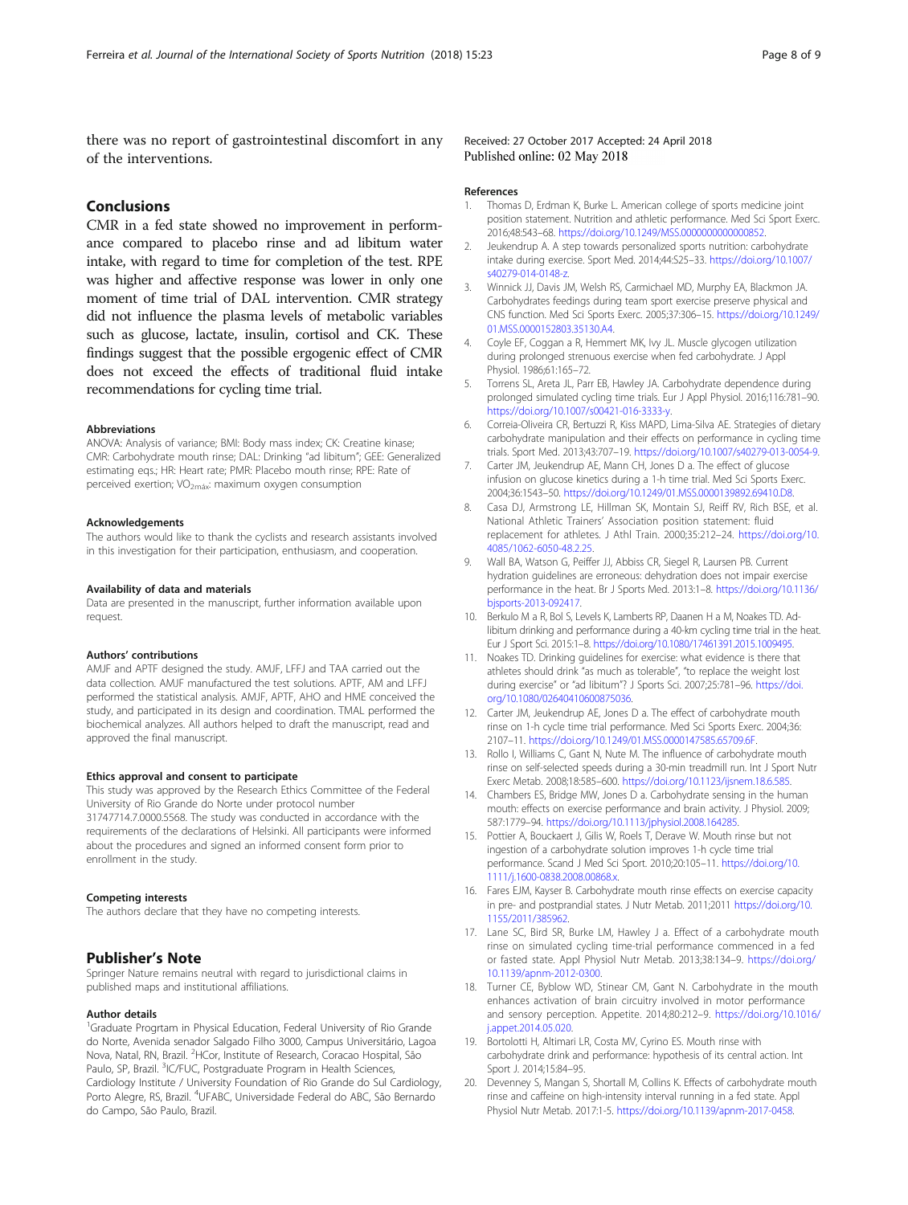there was no report of gastrointestinal discomfort in any of the interventions.

## Conclusions

CMR in a fed state showed no improvement in performance compared to placebo rinse and ad libitum water intake, with regard to time for completion of the test. RPE was higher and affective response was lower in only one moment of time trial of DAL intervention. CMR strategy did not influence the plasma levels of metabolic variables such as glucose, lactate, insulin, cortisol and CK. These findings suggest that the possible ergogenic effect of CMR does not exceed the effects of traditional fluid intake recommendations for cycling time trial.

#### Abbreviations

ANOVA: Analysis of variance; BMI: Body mass index; CK: Creatine kinase; CMR: Carbohydrate mouth rinse; DAL: Drinking "ad libitum"; GEE: Generalized estimating eqs.; HR: Heart rate; PMR: Placebo mouth rinse; RPE: Rate of perceived exertion; $VO_{2máx}$: maximum oxygen consumption

#### Acknowledgements

The authors would like to thank the cyclists and research assistants involved in this investigation for their participation, enthusiasm, and cooperation.

#### Availability of data and materials

Data are presented in the manuscript, further information available upon request.

#### Authors' contributions

AMJF and APTF designed the study. AMJF, LFFJ and TAA carried out the data collection. AMJF manufactured the test solutions. APTF, AM and LFFJ performed the statistical analysis. AMJF, APTF, AHO and HME conceived the study, and participated in its design and coordination. TMAL performed the biochemical analyzes. All authors helped to draft the manuscript, read and approved the final manuscript.

#### Ethics approval and consent to participate

This study was approved by the Research Ethics Committee of the Federal University of Rio Grande do Norte under protocol number 31747714.7.0000.5568. The study was conducted in accordance with the requirements of the declarations of Helsinki. All participants were informed about the procedures and signed an informed consent form prior to enrollment in the study.

#### Competing interests

The authors declare that they have no competing interests.

## Publisher's Note

Springer Nature remains neutral with regard to jurisdictional claims in published maps and institutional affiliations.

#### Author details

[1]Graduate Progrtam in Physical Education, Federal University of Rio Grande do Norte, Avenida senador Salgado Filho 3000, Campus Universitário, Lagoa Nova, Natal, RN, Brazil. [2]HCor, Institute of Research, Coracao Hospital, São Paulo, SP, Brazil. [3]IC/FUC, Postgraduate Program in Health Sciences, Cardiology Institute / University Foundation of Rio Grande do Sul Cardiology, Porto Alegre, RS, Brazil. [4]UFABC, Universidade Federal do ABC, São Bernardo do Campo, São Paulo, Brazil.

Received: 27 October 2017 Accepted: 24 April 2018
Published online: 02 May 2018

#### References

1. Thomas D, Erdman K, Burke L. American college of sports medicine joint position statement. Nutrition and athletic performance. Med Sci Sport Exerc. 2016;48:543–68. https://doi.org/10.1249/MSS.0000000000000852.
2. Jeukendrup A. A step towards personalized sports nutrition: carbohydrate intake during exercise. Sport Med. 2014;44:S25–33. https://doi.org/10.1007/s40279-014-0148-z.
3. Winnick JJ, Davis JM, Welsh RS, Carmichael MD, Murphy EA, Blackmon JA. Carbohydrates feedings during team sport exercise preserve physical and CNS function. Med Sci Sports Exerc. 2005;37:306–15. https://doi.org/10.1249/01.MSS.0000152803.35130.A4.
4. Coyle EF, Coggan a R, Hemmert MK, Ivy JL. Muscle glycogen utilization during prolonged strenuous exercise when fed carbohydrate. J Appl Physiol. 1986;61:165–72.
5. Torrens SL, Areta JL, Parr EB, Hawley JA. Carbohydrate dependence during prolonged simulated cycling time trials. Eur J Appl Physiol. 2016;116:781–90. https://doi.org/10.1007/s00421-016-3333-y.
6. Correia-Oliveira CR, Bertuzzi R, Kiss MAPD, Lima-Silva AE. Strategies of dietary carbohydrate manipulation and their effects on performance in cycling time trials. Sport Med. 2013;43:707–19. https://doi.org/10.1007/s40279-013-0054-9.
7. Carter JM, Jeukendrup AE, Mann CH, Jones D a. The effect of glucose infusion on glucose kinetics during a 1-h time trial. Med Sci Sports Exerc. 2004;36:1543–50. https://doi.org/10.1249/01.MSS.0000139892.69410.D8.
8. Casa DJ, Armstrong LE, Hillman SK, Montain SJ, Reiff RV, Rich BSE, et al. National Athletic Trainers' Association position statement: fluid replacement for athletes. J Athl Train. 2000;35:212–24. https://doi.org/10.4085/1062-6050-48.2.25.
9. Wall BA, Watson G, Peiffer JJ, Abbiss CR, Siegel R, Laursen PB. Current hydration guidelines are erroneous: dehydration does not impair exercise performance in the heat. Br J Sports Med. 2013:1–8. https://doi.org/10.1136/bjsports-2013-092417.
10. Berkulo M a R, Bol S, Levels K, Lamberts RP, Daanen H a M, Noakes TD. Ad-libitum drinking and performance during a 40-km cycling time trial in the heat. Eur J Sport Sci. 2015:1–8. https://doi.org/10.1080/17461391.2015.1009495.
11. Noakes TD. Drinking guidelines for exercise: what evidence is there that athletes should drink "as much as tolerable", "to replace the weight lost during exercise" or "ad libitum"? J Sports Sci. 2007;25:781–96. https://doi.org/10.1080/02640410600875036.
12. Carter JM, Jeukendrup AE, Jones D a. The effect of carbohydrate mouth rinse on 1-h cycle time trial performance. Med Sci Sports Exerc. 2004;36:2107–11. https://doi.org/10.1249/01.MSS.0000147585.65709.6F.
13. Rollo I, Williams C, Gant N, Nute M. The influence of carbohydrate mouth rinse on self-selected speeds during a 30-min treadmill run. Int J Sport Nutr Exerc Metab. 2008;18:585–600. https://doi.org/10.1123/ijsnem.18.6.585.
14. Chambers ES, Bridge MW, Jones D a. Carbohydrate sensing in the human mouth: effects on exercise performance and brain activity. J Physiol. 2009;587:1779–94. https://doi.org/10.1113/jphysiol.2008.164285.
15. Pottier A, Bouckaert J, Gilis W, Roels T, Derave W. Mouth rinse but not ingestion of a carbohydrate solution improves 1-h cycle time trial performance. Scand J Med Sci Sport. 2010;20:105–11. https://doi.org/10.1111/j.1600-0838.2008.00868.x.
16. Fares EJM, Kayser B. Carbohydrate mouth rinse effects on exercise capacity in pre- and postprandial states. J Nutr Metab. 2011;2011 https://doi.org/10.1155/2011/385962.
17. Lane SC, Bird SR, Burke LM, Hawley J a. Effect of a carbohydrate mouth rinse on simulated cycling time-trial performance commenced in a fed or fasted state. Appl Physiol Nutr Metab. 2013;38:134–9. https://doi.org/10.1139/apnm-2012-0300.
18. Turner CE, Byblow WD, Stinear CM, Gant N. Carbohydrate in the mouth enhances activation of brain circuitry involved in motor performance and sensory perception. Appetite. 2014;80:212–9. https://doi.org/10.1016/j.appet.2014.05.020.
19. Bortolotti H, Altimari LR, Costa MV, Cyrino ES. Mouth rinse with carbohydrate drink and performance: hypothesis of its central action. Int Sport J. 2014;15:84–95.
20. Devenney S, Mangan S, Shortall M, Collins K. Effects of carbohydrate mouth rinse and caffeine on high-intensity interval running in a fed state. Appl Physiol Nutr Metab. 2017:1-5. https://doi.org/10.1139/apnm-2017-0458.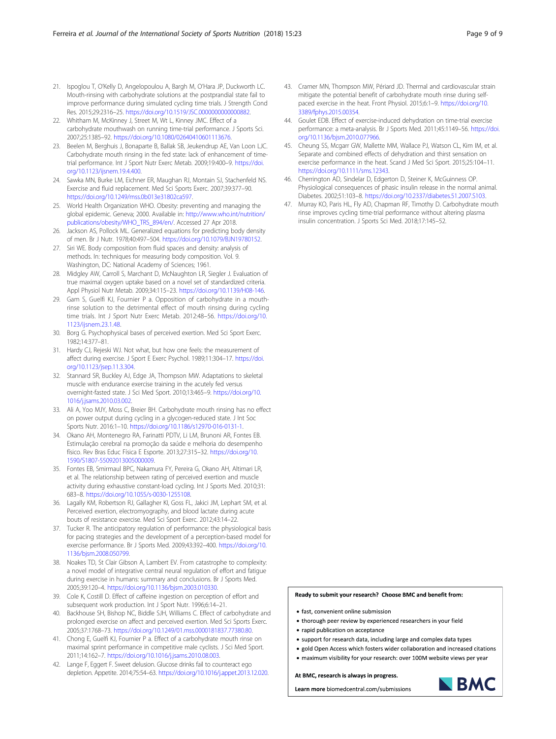21. Ispoglou T, O'Kelly D, Angelopoulou A, Bargh M, O'Hara JP, Duckworth LC. Mouth-rinsing with carbohydrate solutions at the postprandial state fail to improve performance during simulated cycling time trials. J Strength Cond Res. 2015;29:2316–25. https://doi.org/10.1519/JSC.0000000000000882.
22. Whitham M, McKinney J, Street M, Wt L, Kinney JMC. Effect of a carbohydrate mouthwash on running time-trial performance. J Sports Sci. 2007;25:1385–92. https://doi.org/10.1080/02640410601113676.
23. Beelen M, Berghuis J, Bonaparte B, Ballak SB, Jeukendrup AE, Van Loon LJC. Carbohydrate mouth rinsing in the fed state: lack of enhancement of time-trial performance. Int J Sport Nutr Exerc Metab. 2009;19:400–9. https://doi.org/10.1123/ijsnem.19.4.400.
24. Sawka MN, Burke LM, Eichner ER, Maughan RJ, Montain SJ, Stachenfeld NS. Exercise and fluid replacement. Med Sci Sports Exerc. 2007;39:377–90. https://doi.org/10.1249/mss.0b013e31802ca597.
25. World Health Organization WHO. Obesity: preventing and managing the global epidemic. Geneva; 2000. Available in: http://www.who.int/nutrition/publications/obesity/WHO_TRS_894/en/. Accessed 27 Apr 2018.
26. Jackson AS, Pollock ML. Generalized equations for predicting body density of men. Br J Nutr. 1978;40:497–504. https://doi.org/10.1079/BJN19780152.
27. Siri WE. Body composition from fluid spaces and density: analysis of methods. In: techniques for measuring body composition. Vol. 9. Washington, DC: National Academy of Sciences; 1961.
28. Midgley AW, Carroll S, Marchant D, McNaughton LR, Siegler J. Evaluation of true maximal oxygen uptake based on a novel set of standardized criteria. Appl Physiol Nutr Metab. 2009;34:115–23. https://doi.org/10.1139/H08-146.
29. Gam S, Guelfi KJ, Fournier P a. Opposition of carbohydrate in a mouth-rinse solution to the detrimental effect of mouth rinsing during cycling time trials. Int J Sport Nutr Exerc Metab. 2012:48–56. https://doi.org/10.1123/ijsnem.23.1.48.
30. Borg G. Psychophysical bases of perceived exertion. Med Sci Sport Exerc. 1982;14:377–81.
31. Hardy CJ, Rejeski WJ. Not what, but how one feels: the measurement of affect during exercise. J Sport E Exerc Psychol. 1989;11:304–17. https://doi.org/10.1123/jsep.11.3.304.
32. Stannard SR, Buckley AJ, Edge JA, Thompson MW. Adaptations to skeletal muscle with endurance exercise training in the acutely fed versus overnight-fasted state. J Sci Med Sport. 2010;13:465–9. https://doi.org/10.1016/j.jsams.2010.03.002.
33. Ali A, Yoo MJY, Moss C, Breier BH. Carbohydrate mouth rinsing has no effect on power output during cycling in a glycogen-reduced state. J Int Soc Sports Nutr. 2016:1–10. https://doi.org/10.1186/s12970-016-0131-1.
34. Okano AH, Montenegro RA, Farinatti PDTV, Li LM, Brunoni AR, Fontes EB. Estimulação cerebral na promoção da saúde e melhoria do desempenho físico. Rev Bras Educ Física E Esporte. 2013;27:315–32. https://doi.org/10.1590/S1807-55092013005000009.
35. Fontes EB, Smirmaul BPC, Nakamura FY, Pereira G, Okano AH, Altimari LR, et al. The relationship between rating of perceived exertion and muscle activity during exhaustive constant-load cycling. Int J Sports Med. 2010;31:683–8. https://doi.org/10.1055/s-0030-1255108.
36. Lagally KM, Robertson RJ, Gallagher KI, Goss FL, Jakici JM, Lephart SM, et al. Perceived exertion, electromyography, and blood lactate during acute bouts of resistance exercise. Med Sci Sport Exerc. 2012;43:14–22.
37. Tucker R. The anticipatory regulation of performance: the physiological basis for pacing strategies and the development of a perception-based model for exercise performance. Br J Sports Med. 2009;43:392–400. https://doi.org/10.1136/bjsm.2008.050799.
38. Noakes TD, St Clair Gibson A, Lambert EV. From catastrophe to complexity: a novel model of integrative central neural regulation of effort and fatigue during exercise in humans: summary and conclusions. Br J Sports Med. 2005;39:120–4. https://doi.org/10.1136/bjsm.2003.010330.
39. Cole K, Costill D. Effect of caffeine ingestion on perception of effort and subsequent work production. Int J Sport Nutr. 1996;6:14–21.
40. Backhouse SH, Bishop NC, Biddle SJH, Williams C. Effect of carbohydrate and prolonged exercise on affect and perceived exertion. Med Sci Sports Exerc. 2005;37:1768–73. https://doi.org/10.1249/01.mss.0000181837.77380.80.
41. Chong E, Guelfi KJ, Fournier P a. Effect of a carbohydrate mouth rinse on maximal sprint performance in competitive male cyclists. J Sci Med Sport. 2011;14:162–7. https://doi.org/10.1016/j.jsams.2010.08.003.
42. Lange F, Eggert F. Sweet delusion. Glucose drinks fail to counteract ego depletion. Appetite. 2014;75:54–63. https://doi.org/10.1016/j.appet.2013.12.020.
43. Cramer MN, Thompson MW, Périard JD. Thermal and cardiovascular strain mitigate the potential benefit of carbohydrate mouth rinse during self-paced exercise in the heat. Front Physiol. 2015;6:1–9. https://doi.org/10.3389/fphys.2015.00354.
44. Goulet EDB. Effect of exercise-induced dehydration on time-trial exercise performance: a meta-analysis. Br J Sports Med. 2011;45:1149–56. https://doi.org/10.1136/bjsm.2010.077966.
45. Cheung SS, Mcgarr GW, Mallette MM, Wallace PJ, Watson CL, Kim IM, et al. Separate and combined effects of dehydration and thirst sensation on exercise performance in the heat. Scand J Med Sci Sport. 2015;25:104–11. https://doi.org/10.1111/sms.12343.
46. Cherrington AD, Sindelar D, Edgerton D, Steiner K, McGuinness OP. Physiological consequences of phasic insulin release in the normal animal. Diabetes. 2002;51:103–8. https://doi.org/10.2337/diabetes.51.2007.S103.
47. Murray KO, Paris HL, Fly AD, Chapman RF, Timothy D. Carbohydrate mouth rinse improves cycling time-trial performance without altering plasma insulin concentration. J Sports Sci Med. 2018;17:145–52.